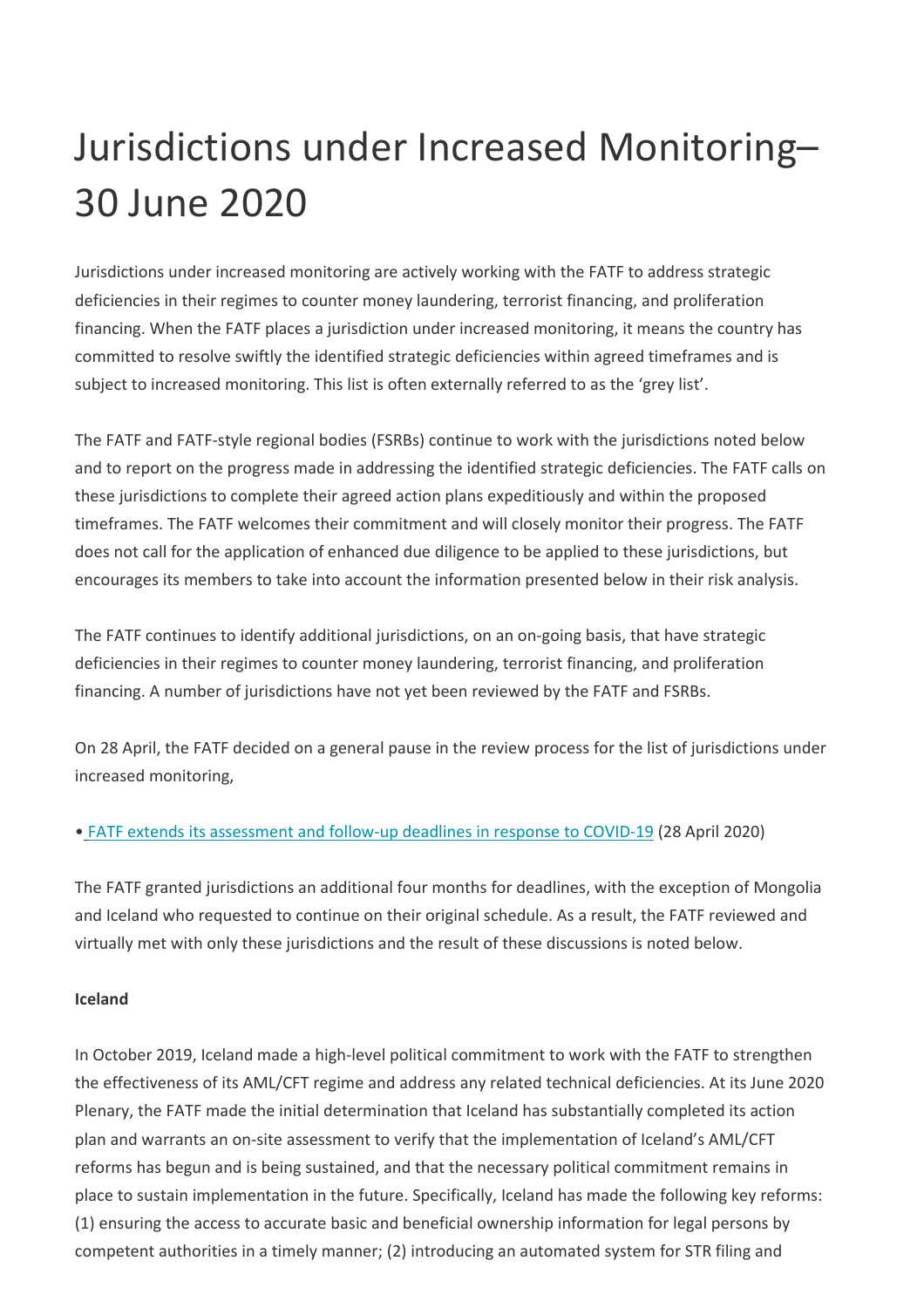# Jurisdictions under Increased Monitoring– 30 June 2020

Jurisdictions under increased monitoring are actively working with the FATF to address strategic deficiencies in their regimes to counter money laundering, terrorist financing, and proliferation financing. When the FATF places a jurisdiction under increased monitoring, it means the country has committed to resolve swiftly the identified strategic deficiencies within agreed timeframes and is subject to increased monitoring. This list is often externally referred to as the 'grey list'.

The FATF and FATF-style regional bodies (FSRBs) continue to work with the jurisdictions noted below and to report on the progress made in addressing the identified strategic deficiencies. The FATF calls on these jurisdictions to complete their agreed action plans expeditiously and within the proposed timeframes. The FATF welcomes their commitment and will closely monitor their progress. The FATF does not call for the application of enhanced due diligence to be applied to these jurisdictions, but encourages its members to take into account the information presented below in their risk analysis.

The FATF continues to identify additional jurisdictions, on an on-going basis, that have strategic deficiencies in their regimes to counter money laundering, terrorist financing, and proliferation financing. A number of jurisdictions have not yet been reviewed by the FATF and FSRBs.

On 28 April, the FATF decided on a general pause in the review process for the list of jurisdictions under increased monitoring,

- FATF extends its assessment and follow-up deadlines in response to COVID-19 (28 April 2020)

The FATF granted jurisdictions an additional four months for deadlines, with the exception of Mongolia and Iceland who requested to continue on their original schedule. As a result, the FATF reviewed and virtually met with only these jurisdictions and the result of these discussions is noted below.

**Iceland**

In October 2019, Iceland made a high-level political commitment to work with the FATF to strengthen the effectiveness of its AML/CFT regime and address any related technical deficiencies. At its June 2020 Plenary, the FATF made the initial determination that Iceland has substantially completed its action plan and warrants an on-site assessment to verify that the implementation of Iceland's AML/CFT reforms has begun and is being sustained, and that the necessary political commitment remains in place to sustain implementation in the future. Specifically, Iceland has made the following key reforms: (1) ensuring the access to accurate basic and beneficial ownership information for legal persons by competent authorities in a timely manner; (2) introducing an automated system for STR filing and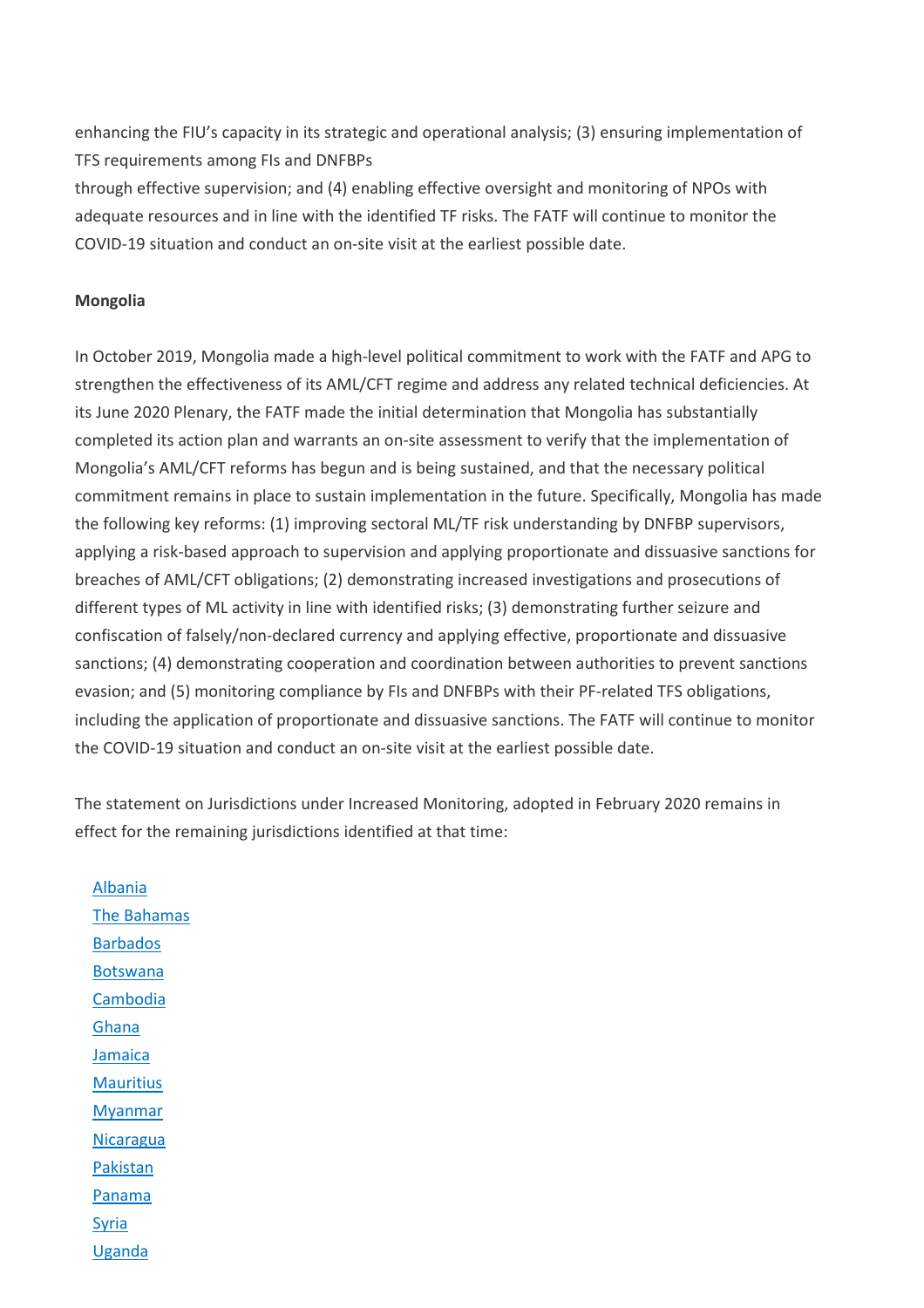enhancing the FIU's capacity in its strategic and operational analysis; (3) ensuring implementation of TFS requirements among FIs and DNFBPs
through effective supervision; and (4) enabling effective oversight and monitoring of NPOs with adequate resources and in line with the identified TF risks. The FATF will continue to monitor the COVID-19 situation and conduct an on-site visit at the earliest possible date.

**Mongolia**

In October 2019, Mongolia made a high-level political commitment to work with the FATF and APG to strengthen the effectiveness of its AML/CFT regime and address any related technical deficiencies. At its June 2020 Plenary, the FATF made the initial determination that Mongolia has substantially completed its action plan and warrants an on-site assessment to verify that the implementation of Mongolia's AML/CFT reforms has begun and is being sustained, and that the necessary political commitment remains in place to sustain implementation in the future. Specifically, Mongolia has made the following key reforms: (1) improving sectoral ML/TF risk understanding by DNFBP supervisors, applying a risk-based approach to supervision and applying proportionate and dissuasive sanctions for breaches of AML/CFT obligations; (2) demonstrating increased investigations and prosecutions of different types of ML activity in line with identified risks; (3) demonstrating further seizure and confiscation of falsely/non-declared currency and applying effective, proportionate and dissuasive sanctions; (4) demonstrating cooperation and coordination between authorities to prevent sanctions evasion; and (5) monitoring compliance by FIs and DNFBPs with their PF-related TFS obligations, including the application of proportionate and dissuasive sanctions. The FATF will continue to monitor the COVID-19 situation and conduct an on-site visit at the earliest possible date.

The statement on Jurisdictions under Increased Monitoring, adopted in February 2020 remains in effect for the remaining jurisdictions identified at that time:

- Albania
- The Bahamas
- Barbados
- Botswana
- Cambodia
- Ghana
- Jamaica
- Mauritius
- Myanmar
- Nicaragua
- Pakistan
- Panama
- Syria
- Uganda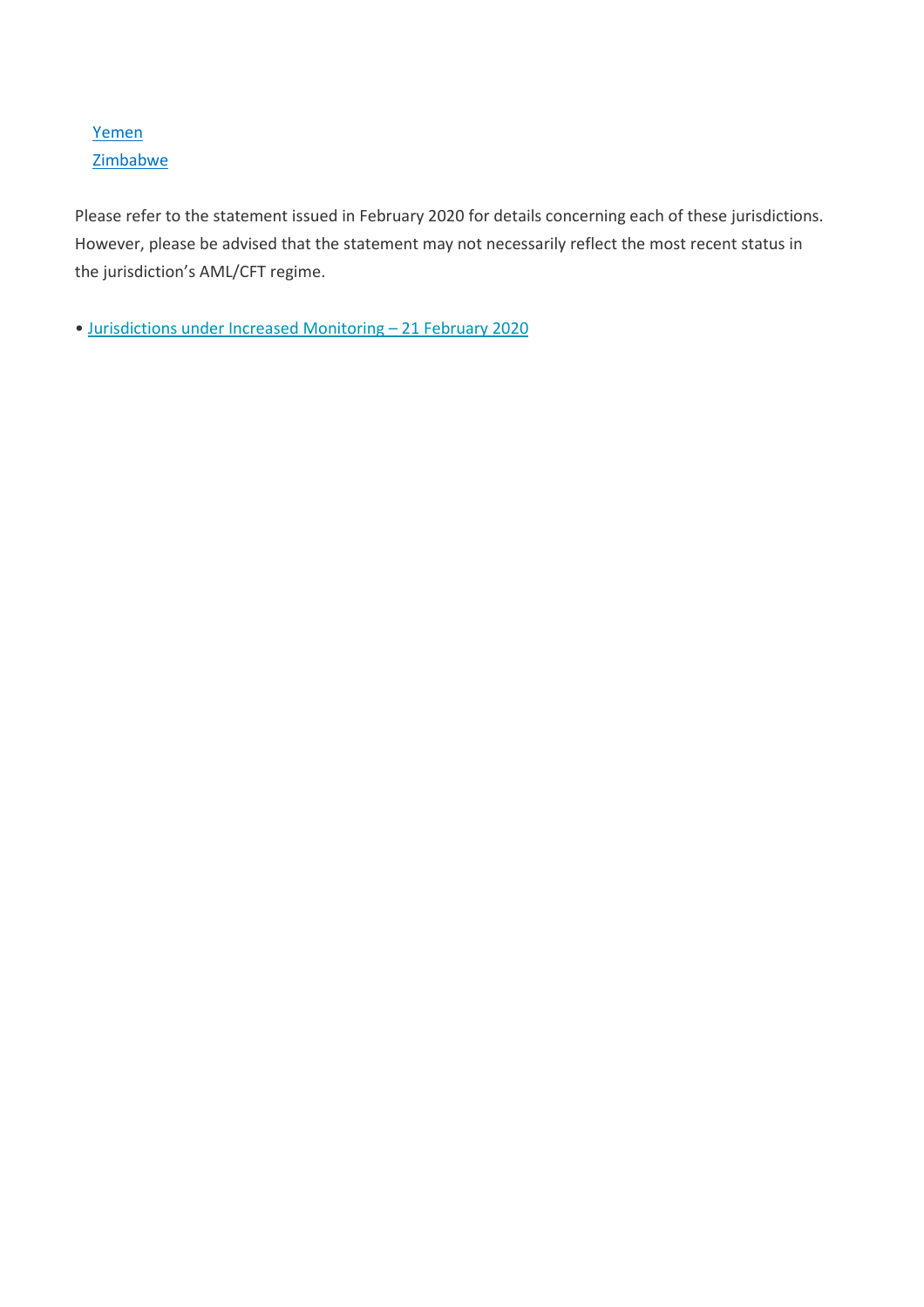- [Yemen]
- [Zimbabwe]

Please refer to the statement issued in February 2020 for details concerning each of these jurisdictions. However, please be advised that the statement may not necessarily reflect the most recent status in the jurisdiction's AML/CFT regime.

• [Jurisdictions under Increased Monitoring – 21 February 2020]